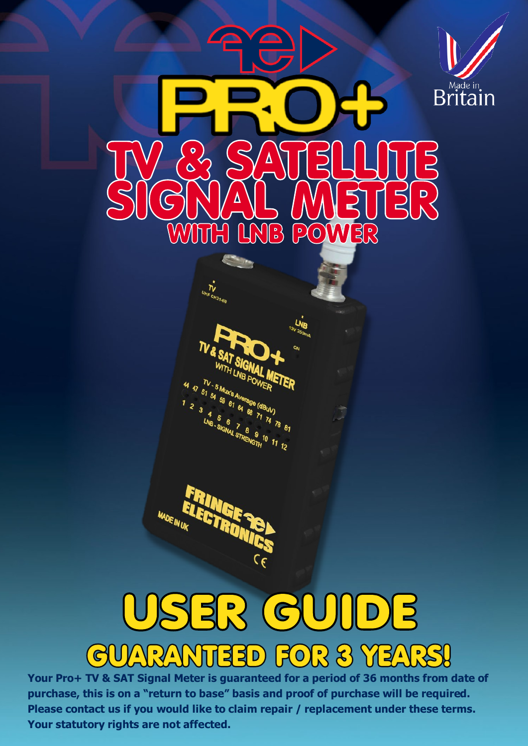# PRO+

# TV & SATELLITE SIGNAL METER

## WITH LNB POWER

Made in Britain

# USER GUIDE

## GUARANTEED FOR 3 YEARS!

**Your Pro+ TV & SAT Signal Meter is guaranteed for a period of 36 months from date of purchase, this is on a "return to base" basis and proof of purchase will be required. Please contact us if you would like to claim repair / replacement under these terms. Your statutory rights are not affected.**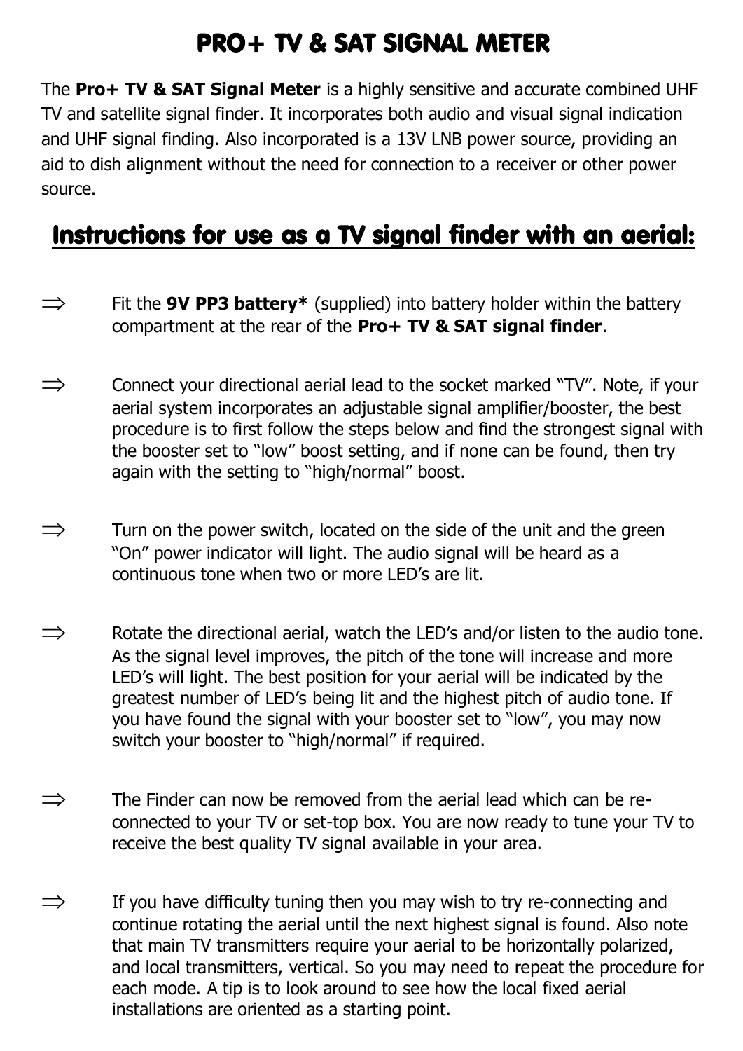# PRO+ TV & SAT SIGNAL METER

The **Pro+ TV & SAT Signal Meter** is a highly sensitive and accurate combined UHF TV and satellite signal finder. It incorporates both audio and visual signal indication and UHF signal finding. Also incorporated is a 13V LNB power source, providing an aid to dish alignment without the need for connection to a receiver or other power source.

## Instructions for use as a TV signal finder with an aerial:

⇒ Fit the **9V PP3 battery*** (supplied) into battery holder within the battery compartment at the rear of the **Pro+ TV & SAT signal finder**.

⇒ Connect your directional aerial lead to the socket marked "TV". Note, if your aerial system incorporates an adjustable signal amplifier/booster, the best procedure is to first follow the steps below and find the strongest signal with the booster set to "low" boost setting, and if none can be found, then try again with the setting to "high/normal" boost.

⇒ Turn on the power switch, located on the side of the unit and the green "On" power indicator will light. The audio signal will be heard as a continuous tone when two or more LED's are lit.

⇒ Rotate the directional aerial, watch the LED's and/or listen to the audio tone. As the signal level improves, the pitch of the tone will increase and more LED's will light. The best position for your aerial will be indicated by the greatest number of LED's being lit and the highest pitch of audio tone. If you have found the signal with your booster set to "low", you may now switch your booster to "high/normal" if required.

⇒ The Finder can now be removed from the aerial lead which can be re-connected to your TV or set-top box. You are now ready to tune your TV to receive the best quality TV signal available in your area.

⇒ If you have difficulty tuning then you may wish to try re-connecting and continue rotating the aerial until the next highest signal is found. Also note that main TV transmitters require your aerial to be horizontally polarized, and local transmitters, vertical. So you may need to repeat the procedure for each mode. A tip is to look around to see how the local fixed aerial installations are oriented as a starting point.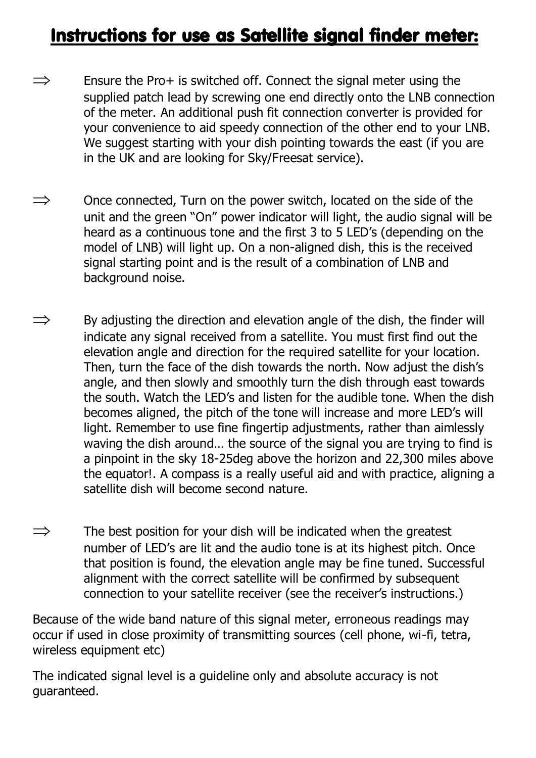# Instructions for use as Satellite signal finder meter:

⇒ Ensure the Pro+ is switched off. Connect the signal meter using the supplied patch lead by screwing one end directly onto the LNB connection of the meter. An additional push fit connection converter is provided for your convenience to aid speedy connection of the other end to your LNB. We suggest starting with your dish pointing towards the east (if you are in the UK and are looking for Sky/Freesat service).

⇒ Once connected, Turn on the power switch, located on the side of the unit and the green "On" power indicator will light, the audio signal will be heard as a continuous tone and the first 3 to 5 LED's (depending on the model of LNB) will light up. On a non-aligned dish, this is the received signal starting point and is the result of a combination of LNB and background noise.

⇒ By adjusting the direction and elevation angle of the dish, the finder will indicate any signal received from a satellite. You must first find out the elevation angle and direction for the required satellite for your location. Then, turn the face of the dish towards the north. Now adjust the dish's angle, and then slowly and smoothly turn the dish through east towards the south. Watch the LED's and listen for the audible tone. When the dish becomes aligned, the pitch of the tone will increase and more LED's will light. Remember to use fine fingertip adjustments, rather than aimlessly waving the dish around… the source of the signal you are trying to find is a pinpoint in the sky 18-25deg above the horizon and 22,300 miles above the equator!. A compass is a really useful aid and with practice, aligning a satellite dish will become second nature.

⇒ The best position for your dish will be indicated when the greatest number of LED's are lit and the audio tone is at its highest pitch. Once that position is found, the elevation angle may be fine tuned. Successful alignment with the correct satellite will be confirmed by subsequent connection to your satellite receiver (see the receiver's instructions.)

Because of the wide band nature of this signal meter, erroneous readings may occur if used in close proximity of transmitting sources (cell phone, wi-fi, tetra, wireless equipment etc)

The indicated signal level is a guideline only and absolute accuracy is not guaranteed.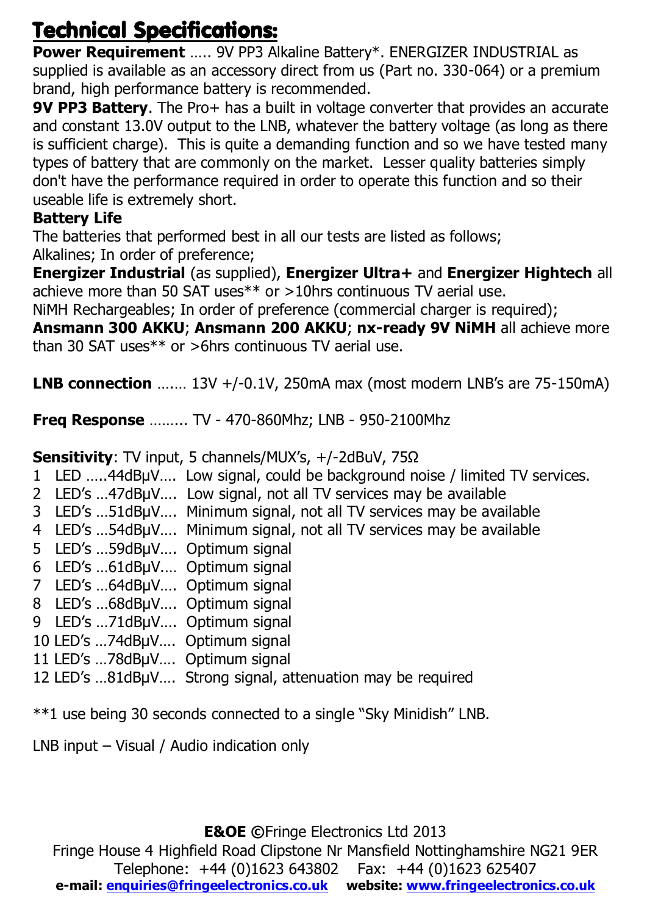# Technical Specifications:

**Power Requirement** ….. 9V PP3 Alkaline Battery*. ENERGIZER INDUSTRIAL as supplied is available as an accessory direct from us (Part no. 330-064) or a premium brand, high performance battery is recommended.

**9V PP3 Battery**. The Pro+ has a built in voltage converter that provides an accurate and constant 13.0V output to the LNB, whatever the battery voltage (as long as there is sufficient charge). This is quite a demanding function and so we have tested many types of battery that are commonly on the market. Lesser quality batteries simply don't have the performance required in order to operate this function and so their useable life is extremely short.

**Battery Life**

The batteries that performed best in all our tests are listed as follows;
Alkalines; In order of preference;
**Energizer Industrial** (as supplied), **Energizer Ultra+** and **Energizer Hightech** all achieve more than 50 SAT uses** or >10hrs continuous TV aerial use.
NiMH Rechargeables; In order of preference (commercial charger is required);
**Ansmann 300 AKKU**; **Ansmann 200 AKKU**; **nx-ready 9V NiMH** all achieve more than 30 SAT uses** or >6hrs continuous TV aerial use.

**LNB connection** ……. 13V +/-0.1V, 250mA max (most modern LNB's are 75-150mA)

**Freq Response** ……... TV - 470-860Mhz; LNB - 950-2100Mhz

**Sensitivity**: TV input, 5 channels/MUX's, +/-2dBuV, 75Ω

1 LED …..44dBµV…. Low signal, could be background noise / limited TV services.
2 LED's …47dBµV…. Low signal, not all TV services may be available
3 LED's …51dBµV…. Minimum signal, not all TV services may be available
4 LED's …54dBµV…. Minimum signal, not all TV services may be available
5 LED's …59dBµV…. Optimum signal
6 LED's …61dBµV…. Optimum signal
7 LED's …64dBµV…. Optimum signal
8 LED's …68dBµV…. Optimum signal
9 LED's …71dBµV…. Optimum signal
10 LED's …74dBµV…. Optimum signal
11 LED's …78dBµV…. Optimum signal
12 LED's …81dBµV…. Strong signal, attenuation may be required

**1 use being 30 seconds connected to a single "Sky Minidish" LNB.

LNB input – Visual / Audio indication only

**E&OE ©**Fringe Electronics Ltd 2013
Fringe House 4 Highfield Road Clipstone Nr Mansfield Nottinghamshire NG21 9ER
Telephone: +44 (0)1623 643802 Fax: +44 (0)1623 625407
**e-mail: enquiries@fringeelectronics.co.uk website: www.fringeelectronics.co.uk**